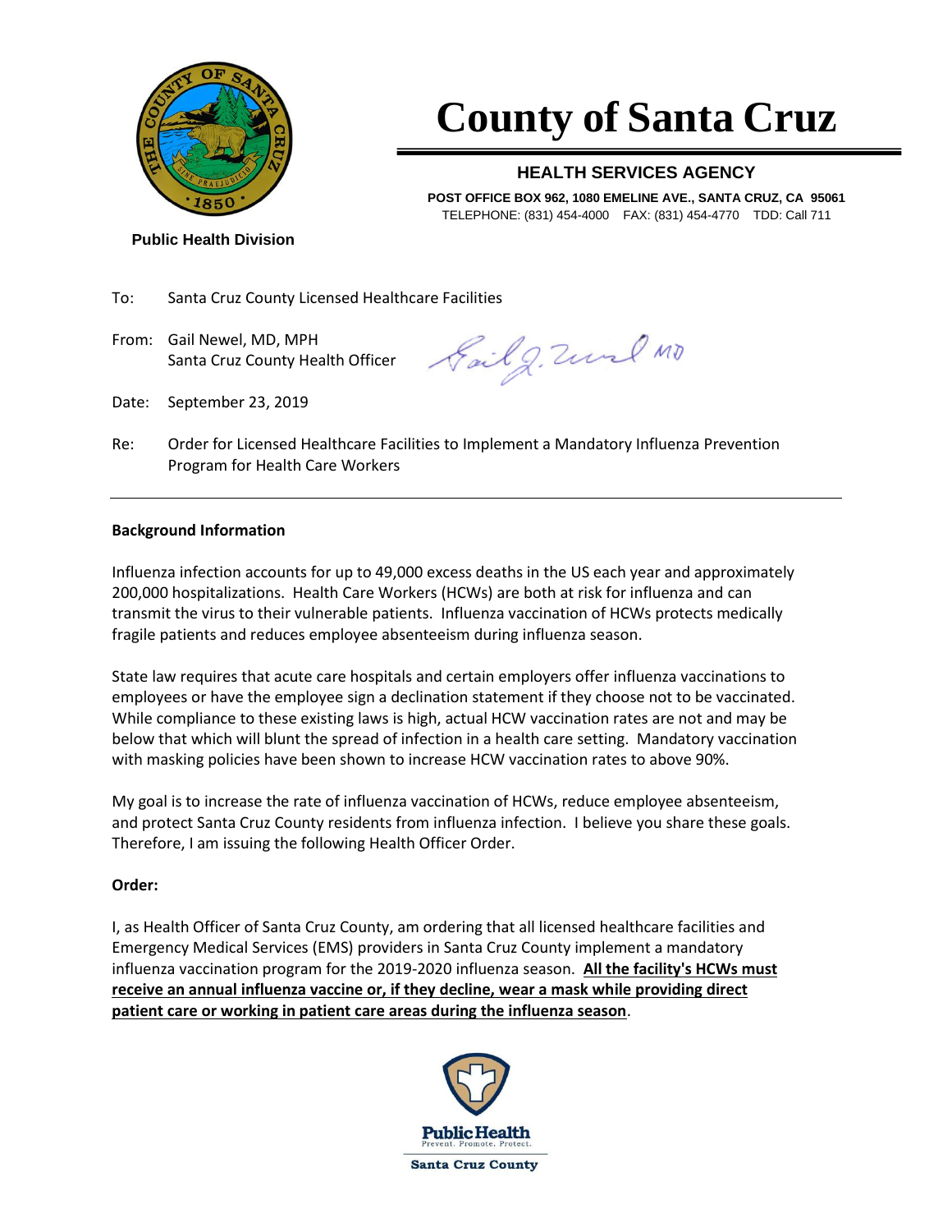# County of Santa Cruz

## HEALTH SERVICES AGENCY

**POST OFFICE BOX 962, 1080 EMELINE AVE., SANTA CRUZ, CA 95061**
TELEPHONE: (831) 454-4000 FAX: (831) 454-4770 TDD: Call 711

**Public Health Division**

To: Santa Cruz County Licensed Healthcare Facilities

From: Gail Newel, MD, MPH
Santa Cruz County Health Officer

Date: September 23, 2019

Re: Order for Licensed Healthcare Facilities to Implement a Mandatory Influenza Prevention Program for Health Care Workers

---

**Background Information**

Influenza infection accounts for up to 49,000 excess deaths in the US each year and approximately 200,000 hospitalizations. Health Care Workers (HCWs) are both at risk for influenza and can transmit the virus to their vulnerable patients. Influenza vaccination of HCWs protects medically fragile patients and reduces employee absenteeism during influenza season.

State law requires that acute care hospitals and certain employers offer influenza vaccinations to employees or have the employee sign a declination statement if they choose not to be vaccinated. While compliance to these existing laws is high, actual HCW vaccination rates are not and may be below that which will blunt the spread of infection in a health care setting. Mandatory vaccination with masking policies have been shown to increase HCW vaccination rates to above 90%.

My goal is to increase the rate of influenza vaccination of HCWs, reduce employee absenteeism, and protect Santa Cruz County residents from influenza infection. I believe you share these goals. Therefore, I am issuing the following Health Officer Order.

**Order:**

I, as Health Officer of Santa Cruz County, am ordering that all licensed healthcare facilities and Emergency Medical Services (EMS) providers in Santa Cruz County implement a mandatory influenza vaccination program for the 2019-2020 influenza season. **All the facility's HCWs must receive an annual influenza vaccine or, if they decline, wear a mask while providing direct patient care or working in patient care areas during the influenza season**.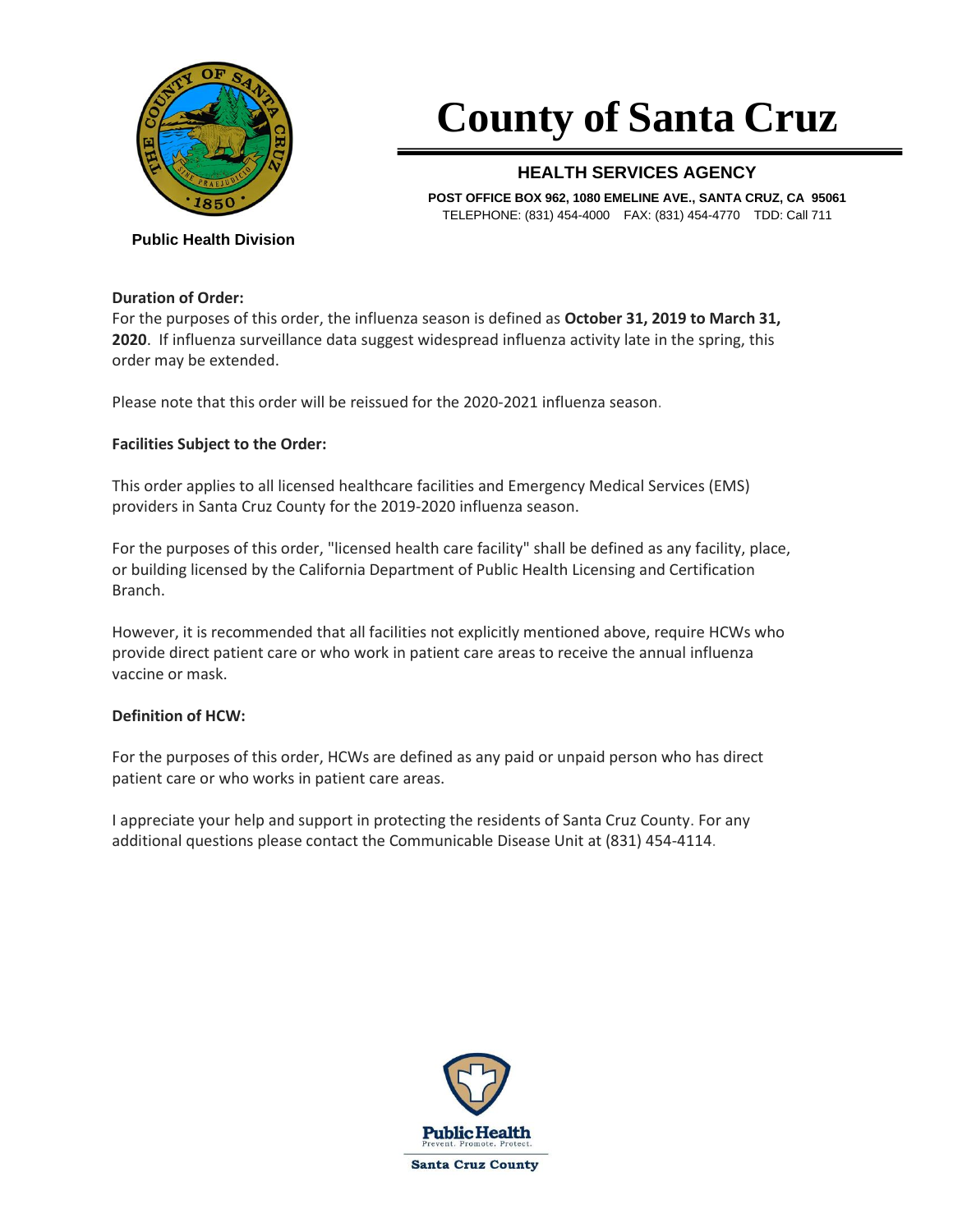# County of Santa Cruz

**HEALTH SERVICES AGENCY**

**POST OFFICE BOX 962, 1080 EMELINE AVE., SANTA CRUZ, CA 95061**
TELEPHONE: (831) 454-4000 FAX: (831) 454-4770 TDD: Call 711

**Public Health Division**

**Duration of Order:**
For the purposes of this order, the influenza season is defined as **October 31, 2019 to March 31, 2020**. If influenza surveillance data suggest widespread influenza activity late in the spring, this order may be extended.

Please note that this order will be reissued for the 2020-2021 influenza season.

**Facilities Subject to the Order:**

This order applies to all licensed healthcare facilities and Emergency Medical Services (EMS) providers in Santa Cruz County for the 2019-2020 influenza season.

For the purposes of this order, "licensed health care facility" shall be defined as any facility, place, or building licensed by the California Department of Public Health Licensing and Certification Branch.

However, it is recommended that all facilities not explicitly mentioned above, require HCWs who provide direct patient care or who work in patient care areas to receive the annual influenza vaccine or mask.

**Definition of HCW:**

For the purposes of this order, HCWs are defined as any paid or unpaid person who has direct patient care or who works in patient care areas.

I appreciate your help and support in protecting the residents of Santa Cruz County. For any additional questions please contact the Communicable Disease Unit at (831) 454-4114.

Public Health
Prevent. Promote. Protect.
Santa Cruz County